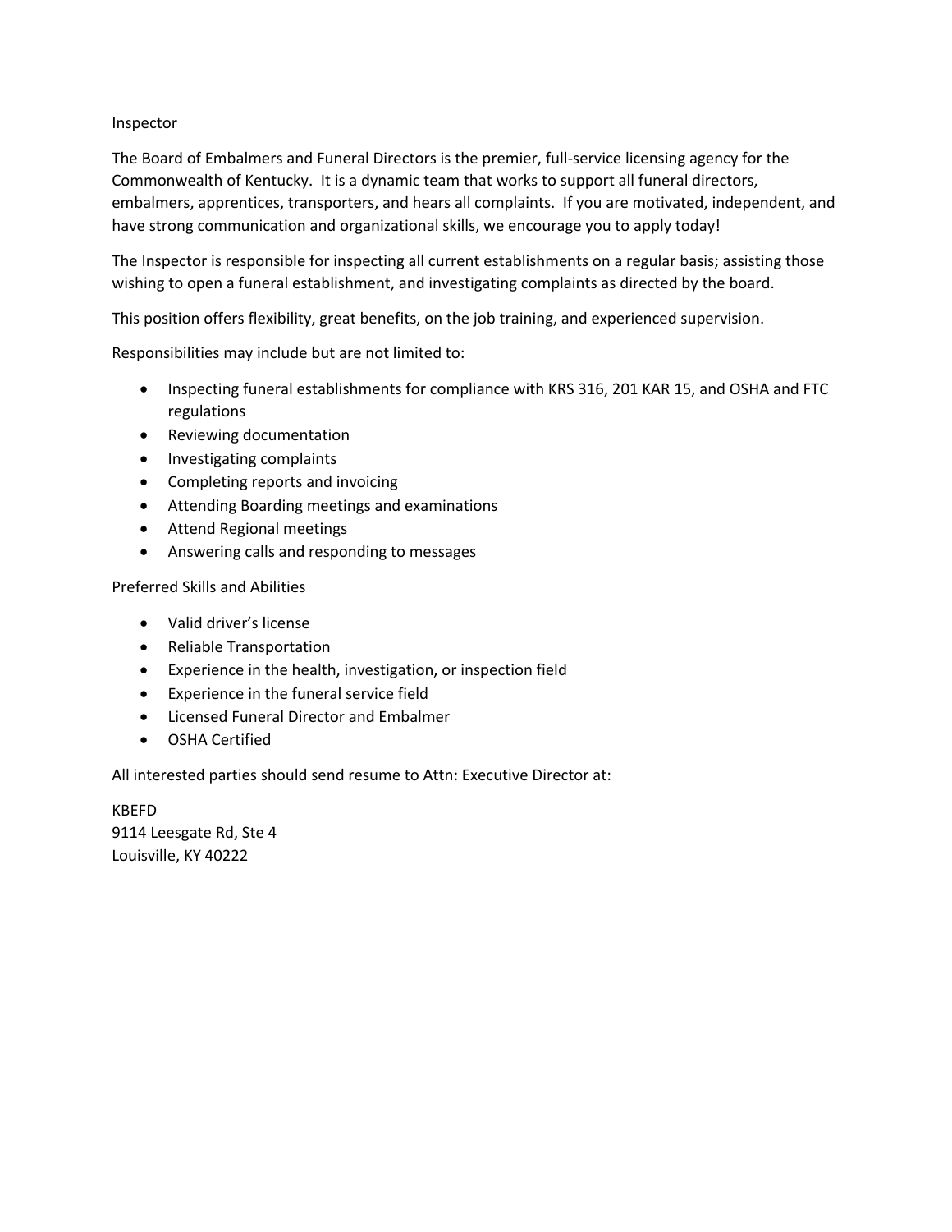Inspector

The Board of Embalmers and Funeral Directors is the premier, full-service licensing agency for the Commonwealth of Kentucky. It is a dynamic team that works to support all funeral directors, embalmers, apprentices, transporters, and hears all complaints. If you are motivated, independent, and have strong communication and organizational skills, we encourage you to apply today!

The Inspector is responsible for inspecting all current establishments on a regular basis; assisting those wishing to open a funeral establishment, and investigating complaints as directed by the board.

This position offers flexibility, great benefits, on the job training, and experienced supervision.

Responsibilities may include but are not limited to:

- Inspecting funeral establishments for compliance with KRS 316, 201 KAR 15, and OSHA and FTC regulations
- Reviewing documentation
- Investigating complaints
- Completing reports and invoicing
- Attending Boarding meetings and examinations
- Attend Regional meetings
- Answering calls and responding to messages

Preferred Skills and Abilities

- Valid driver's license
- Reliable Transportation
- Experience in the health, investigation, or inspection field
- Experience in the funeral service field
- Licensed Funeral Director and Embalmer
- OSHA Certified

All interested parties should send resume to Attn: Executive Director at:

KBEFD
9114 Leesgate Rd, Ste 4
Louisville, KY 40222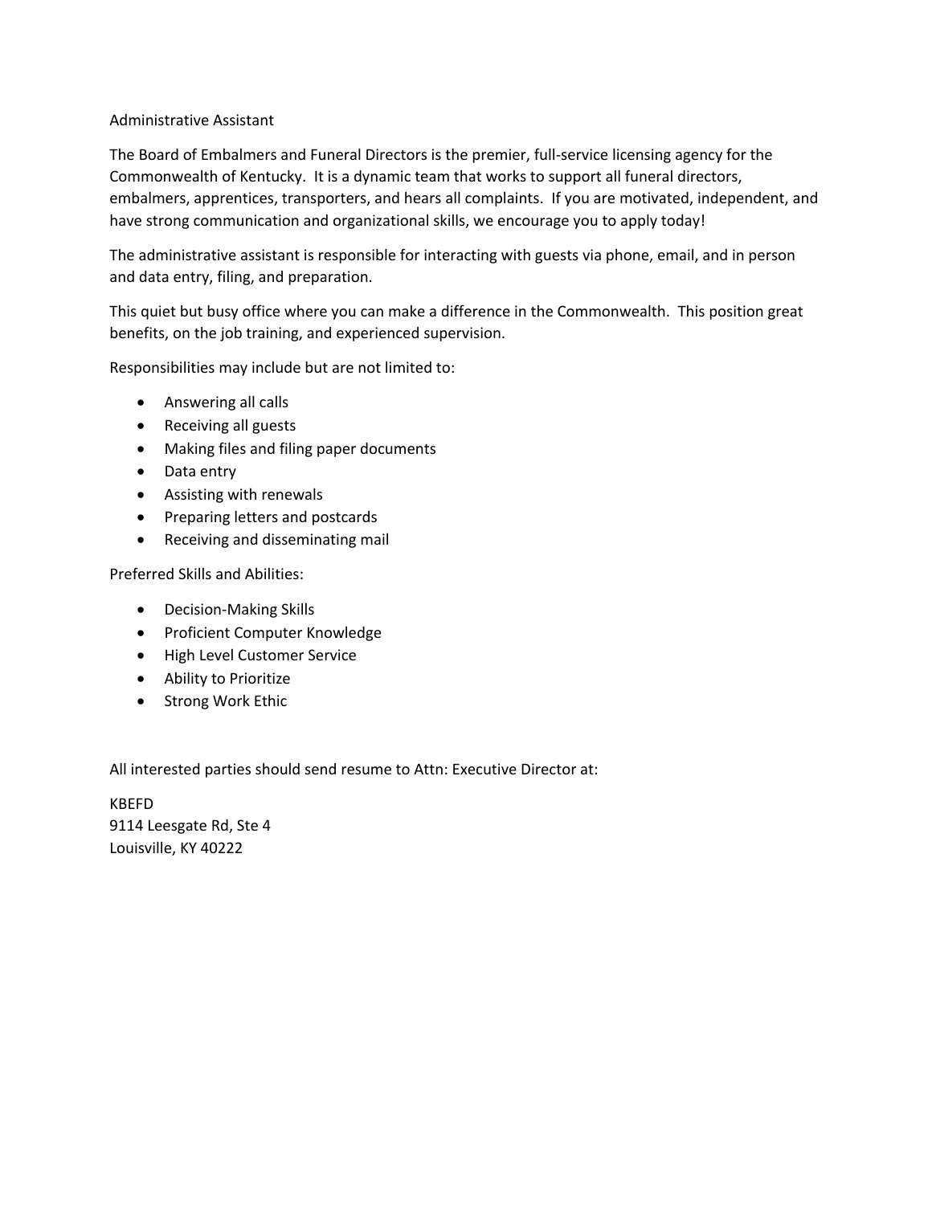Administrative Assistant

The Board of Embalmers and Funeral Directors is the premier, full-service licensing agency for the Commonwealth of Kentucky. It is a dynamic team that works to support all funeral directors, embalmers, apprentices, transporters, and hears all complaints. If you are motivated, independent, and have strong communication and organizational skills, we encourage you to apply today!

The administrative assistant is responsible for interacting with guests via phone, email, and in person and data entry, filing, and preparation.

This quiet but busy office where you can make a difference in the Commonwealth. This position great benefits, on the job training, and experienced supervision.

Responsibilities may include but are not limited to:

- Answering all calls
- Receiving all guests
- Making files and filing paper documents
- Data entry
- Assisting with renewals
- Preparing letters and postcards
- Receiving and disseminating mail

Preferred Skills and Abilities:

- Decision-Making Skills
- Proficient Computer Knowledge
- High Level Customer Service
- Ability to Prioritize
- Strong Work Ethic

All interested parties should send resume to Attn: Executive Director at:

KBEFD
9114 Leesgate Rd, Ste 4
Louisville, KY 40222